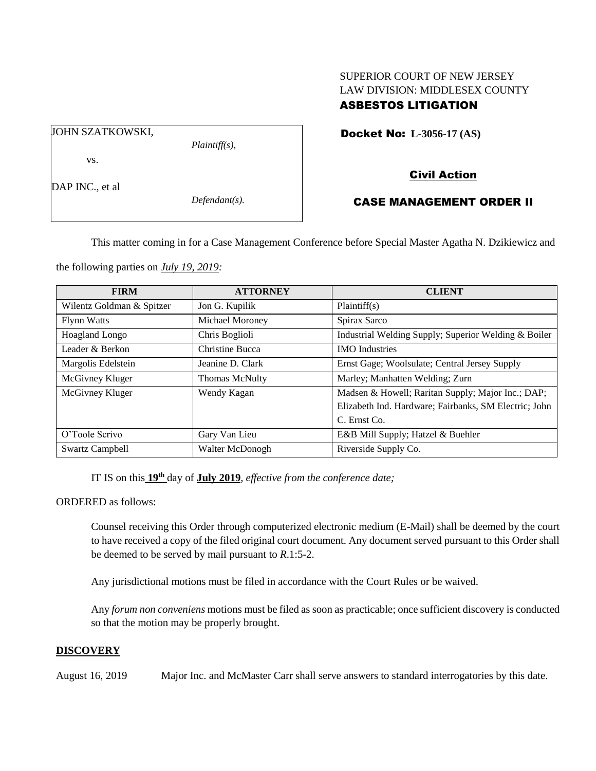SUPERIOR COURT OF NEW JERSEY
LAW DIVISION: MIDDLESEX COUNTY
**ASBESTOS LITIGATION**

JOHN SZATKOWSKI,
*Plaintiff(s),*
vs.
DAP INC., et al
*Defendant(s).*

**Docket No: L-3056-17 (AS)**

**Civil Action**

**CASE MANAGEMENT ORDER II**

This matter coming in for a Case Management Conference before Special Master Agatha N. Dzikiewicz and the following parties on *July 19, 2019:*

| FIRM | ATTORNEY | CLIENT |
|---|---|---|
| Wilentz Goldman & Spitzer | Jon G. Kupilik | Plaintiff(s) |
| Flynn Watts | Michael Moroney | Spirax Sarco |
| Hoagland Longo | Chris Boglioli | Industrial Welding Supply; Superior Welding & Boiler |
| Leader & Berkon | Christine Bucca | IMO Industries |
| Margolis Edelstein | Jeanine D. Clark | Ernst Gage; Woolsulate; Central Jersey Supply |
| McGivney Kluger | Thomas McNulty | Marley; Manhatten Welding; Zurn |
| McGivney Kluger | Wendy Kagan | Madsen & Howell; Raritan Supply; Major Inc.; DAP; Elizabeth Ind. Hardware; Fairbanks, SM Electric; John C. Ernst Co. |
| O'Toole Scrivo | Gary Van Lieu | E&B Mill Supply; Hatzel & Buehler |
| Swartz Campbell | Walter McDonogh | Riverside Supply Co. |

IT IS on this **19th** day of **July 2019**, *effective from the conference date;*

ORDERED as follows:

Counsel receiving this Order through computerized electronic medium (E-Mail) shall be deemed by the court to have received a copy of the filed original court document. Any document served pursuant to this Order shall be deemed to be served by mail pursuant to *R*.1:5-2.

Any jurisdictional motions must be filed in accordance with the Court Rules or be waived.

Any *forum non conveniens* motions must be filed as soon as practicable; once sufficient discovery is conducted so that the motion may be properly brought.

**DISCOVERY**

August 16, 2019 Major Inc. and McMaster Carr shall serve answers to standard interrogatories by this date.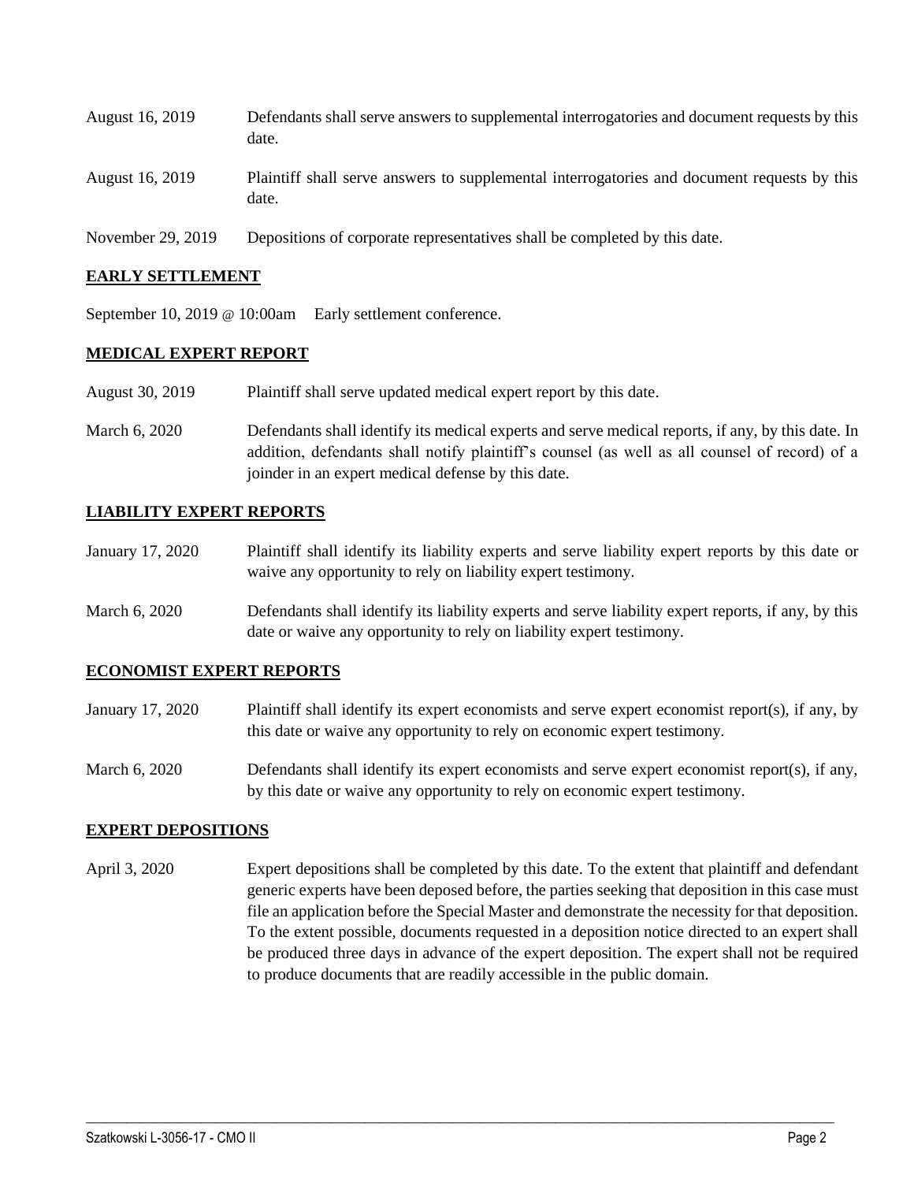| | |
|---|---|
| August 16, 2019 | Defendants shall serve answers to supplemental interrogatories and document requests by this date. |
| August 16, 2019 | Plaintiff shall serve answers to supplemental interrogatories and document requests by this date. |
| November 29, 2019 | Depositions of corporate representatives shall be completed by this date. |

**EARLY SETTLEMENT**

| | |
|---|---|
| September 10, 2019 @ 10:00am | Early settlement conference. |

**MEDICAL EXPERT REPORT**

| | |
|---|---|
| August 30, 2019 | Plaintiff shall serve updated medical expert report by this date. |
| March 6, 2020 | Defendants shall identify its medical experts and serve medical reports, if any, by this date. In addition, defendants shall notify plaintiff's counsel (as well as all counsel of record) of a joinder in an expert medical defense by this date. |

**LIABILITY EXPERT REPORTS**

| | |
|---|---|
| January 17, 2020 | Plaintiff shall identify its liability experts and serve liability expert reports by this date or waive any opportunity to rely on liability expert testimony. |
| March 6, 2020 | Defendants shall identify its liability experts and serve liability expert reports, if any, by this date or waive any opportunity to rely on liability expert testimony. |

**ECONOMIST EXPERT REPORTS**

| | |
|---|---|
| January 17, 2020 | Plaintiff shall identify its expert economists and serve expert economist report(s), if any, by this date or waive any opportunity to rely on economic expert testimony. |
| March 6, 2020 | Defendants shall identify its expert economists and serve expert economist report(s), if any, by this date or waive any opportunity to rely on economic expert testimony. |

**EXPERT DEPOSITIONS**

| | |
|---|---|
| April 3, 2020 | Expert depositions shall be completed by this date. To the extent that plaintiff and defendant generic experts have been deposed before, the parties seeking that deposition in this case must file an application before the Special Master and demonstrate the necessity for that deposition. To the extent possible, documents requested in a deposition notice directed to an expert shall be produced three days in advance of the expert deposition. The expert shall not be required to produce documents that are readily accessible in the public domain. |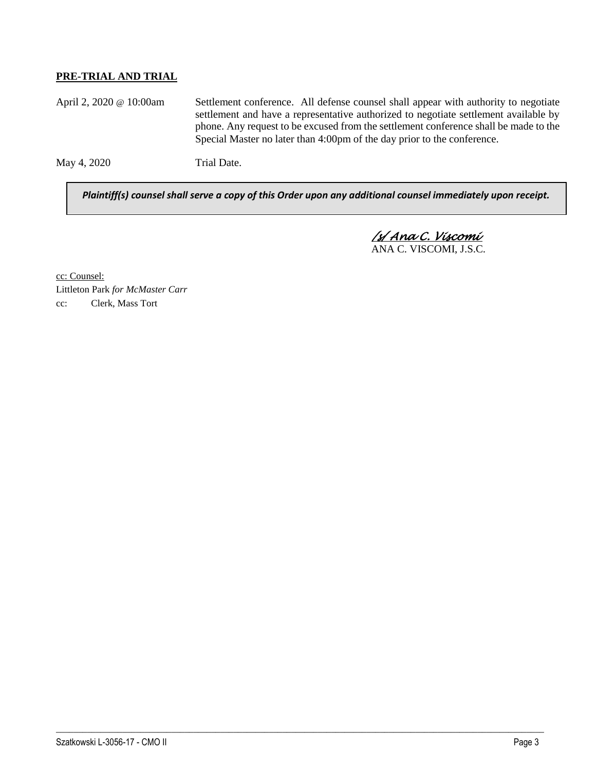**PRE-TRIAL AND TRIAL**

| | |
|---|---|
| April 2, 2020 @ 10:00am | Settlement conference. All defense counsel shall appear with authority to negotiate settlement and have a representative authorized to negotiate settlement available by phone. Any request to be excused from the settlement conference shall be made to the Special Master no later than 4:00pm of the day prior to the conference. |
| May 4, 2020 | Trial Date. |

***Plaintiff(s) counsel shall serve a copy of this Order upon any additional counsel immediately upon receipt.***

/s/ Ana C. Viscomi
ANA C. VISCOMI, J.S.C.

cc: Counsel:
Littleton Park *for McMaster Carr*
cc: Clerk, Mass Tort